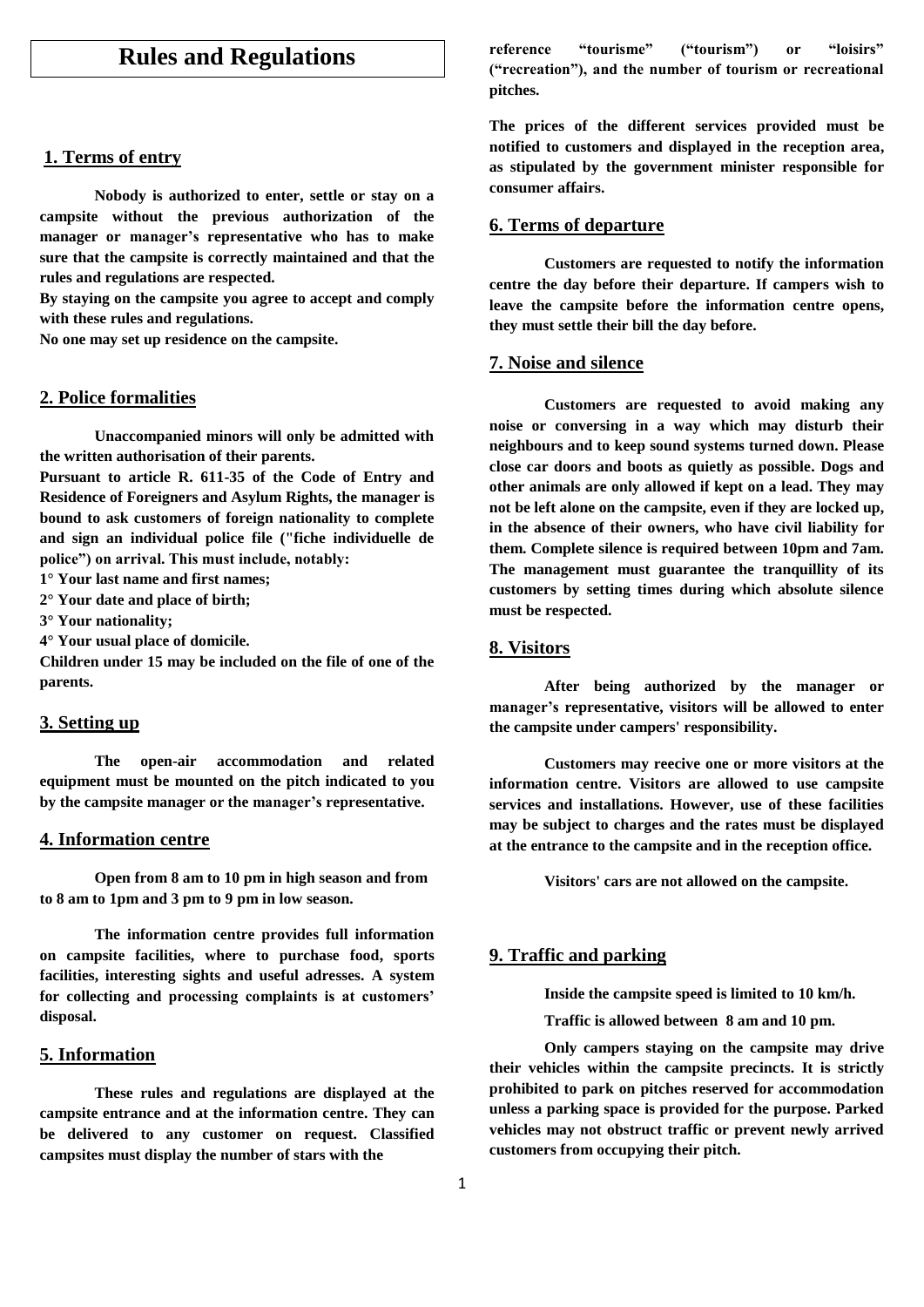# Rules and Regulations

## 1. Terms of entry

**Nobody is authorized to enter, settle or stay on a campsite without the previous authorization of the manager or manager's representative who has to make sure that the campsite is correctly maintained and that the rules and regulations are respected.**

**By staying on the campsite you agree to accept and comply with these rules and regulations.**

**No one may set up residence on the campsite.**

## 2. Police formalities

**Unaccompanied minors will only be admitted with the written authorisation of their parents.**

**Pursuant to article R. 611-35 of the Code of Entry and Residence of Foreigners and Asylum Rights, the manager is bound to ask customers of foreign nationality to complete and sign an individual police file ("fiche individuelle de police") on arrival. This must include, notably:**

**1° Your last name and first names;**

**2° Your date and place of birth;**

**3° Your nationality;**

**4° Your usual place of domicile.**

**Children under 15 may be included on the file of one of the parents.**

## 3. Setting up

**The open-air accommodation and related equipment must be mounted on the pitch indicated to you by the campsite manager or the manager's representative.**

## 4. Information centre

**Open from 8 am to 10 pm in high season and from to 8 am to 1pm and 3 pm to 9 pm in low season.**

**The information centre provides full information on campsite facilities, where to purchase food, sports facilities, interesting sights and useful adresses. A system for collecting and processing complaints is at customers' disposal.**

## 5. Information

**These rules and regulations are displayed at the campsite entrance and at the information centre. They can be delivered to any customer on request. Classified campsites must display the number of stars with the reference "tourisme" ("tourism") or "loisirs" ("recreation"), and the number of tourism or recreational pitches.**

**The prices of the different services provided must be notified to customers and displayed in the reception area, as stipulated by the government minister responsible for consumer affairs.**

## 6. Terms of departure

**Customers are requested to notify the information centre the day before their departure. If campers wish to leave the campsite before the information centre opens, they must settle their bill the day before.**

## 7. Noise and silence

**Customers are requested to avoid making any noise or conversing in a way which may disturb their neighbours and to keep sound systems turned down. Please close car doors and boots as quietly as possible. Dogs and other animals are only allowed if kept on a lead. They may not be left alone on the campsite, even if they are locked up, in the absence of their owners, who have civil liability for them. Complete silence is required between 10pm and 7am. The management must guarantee the tranquillity of its customers by setting times during which absolute silence must be respected.**

## 8. Visitors

**After being authorized by the manager or manager's representative, visitors will be allowed to enter the campsite under campers' responsibility.**

**Customers may reecive one or more visitors at the information centre. Visitors are allowed to use campsite services and installations. However, use of these facilities may be subject to charges and the rates must be displayed at the entrance to the campsite and in the reception office.**

**Visitors' cars are not allowed on the campsite.**

## 9. Traffic and parking

**Inside the campsite speed is limited to 10 km/h.**

**Traffic is allowed between 8 am and 10 pm.**

**Only campers staying on the campsite may drive their vehicles within the campsite precincts. It is strictly prohibited to park on pitches reserved for accommodation unless a parking space is provided for the purpose. Parked vehicles may not obstruct traffic or prevent newly arrived customers from occupying their pitch.**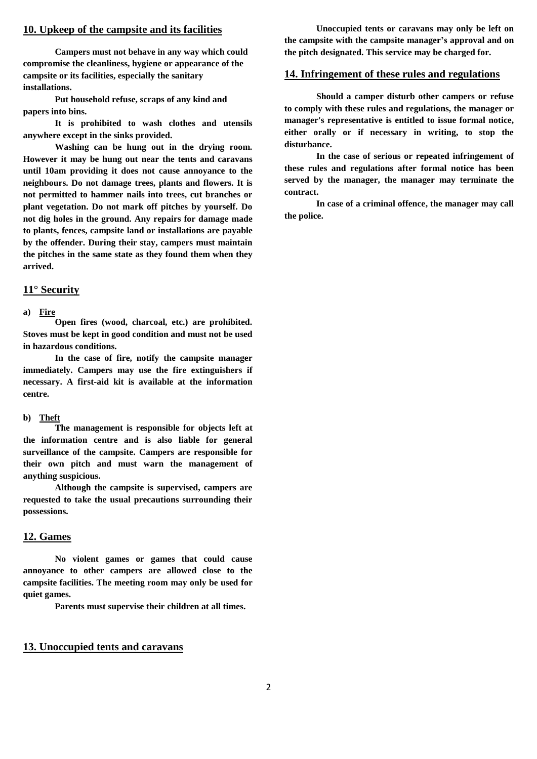## 10. Upkeep of the campsite and its facilities

**Campers must not behave in any way which could compromise the cleanliness, hygiene or appearance of the campsite or its facilities, especially the sanitary installations.**

**Put household refuse, scraps of any kind and papers into bins.**

**It is prohibited to wash clothes and utensils anywhere except in the sinks provided.**

**Washing can be hung out in the drying room. However it may be hung out near the tents and caravans until 10am providing it does not cause annoyance to the neighbours. Do not damage trees, plants and flowers. It is not permitted to hammer nails into trees, cut branches or plant vegetation. Do not mark off pitches by yourself. Do not dig holes in the ground. Any repairs for damage made to plants, fences, campsite land or installations are payable by the offender. During their stay, campers must maintain the pitches in the same state as they found them when they arrived.**

## 11° Security

**a) Fire**

**Open fires (wood, charcoal, etc.) are prohibited. Stoves must be kept in good condition and must not be used in hazardous conditions.**

**In the case of fire, notify the campsite manager immediately. Campers may use the fire extinguishers if necessary. A first-aid kit is available at the information centre.**

**b) Theft**

**The management is responsible for objects left at the information centre and is also liable for general surveillance of the campsite. Campers are responsible for their own pitch and must warn the management of anything suspicious.**

**Although the campsite is supervised, campers are requested to take the usual precautions surrounding their possessions.**

## 12. Games

**No violent games or games that could cause annoyance to other campers are allowed close to the campsite facilities. The meeting room may only be used for quiet games.**

**Parents must supervise their children at all times.**

## 13. Unoccupied tents and caravans

**Unoccupied tents or caravans may only be left on the campsite with the campsite manager's approval and on the pitch designated. This service may be charged for.**

## 14. Infringement of these rules and regulations

**Should a camper disturb other campers or refuse to comply with these rules and regulations, the manager or manager's representative is entitled to issue formal notice, either orally or if necessary in writing, to stop the disturbance.**

**In the case of serious or repeated infringement of these rules and regulations after formal notice has been served by the manager, the manager may terminate the contract.**

**In case of a criminal offence, the manager may call the police.**